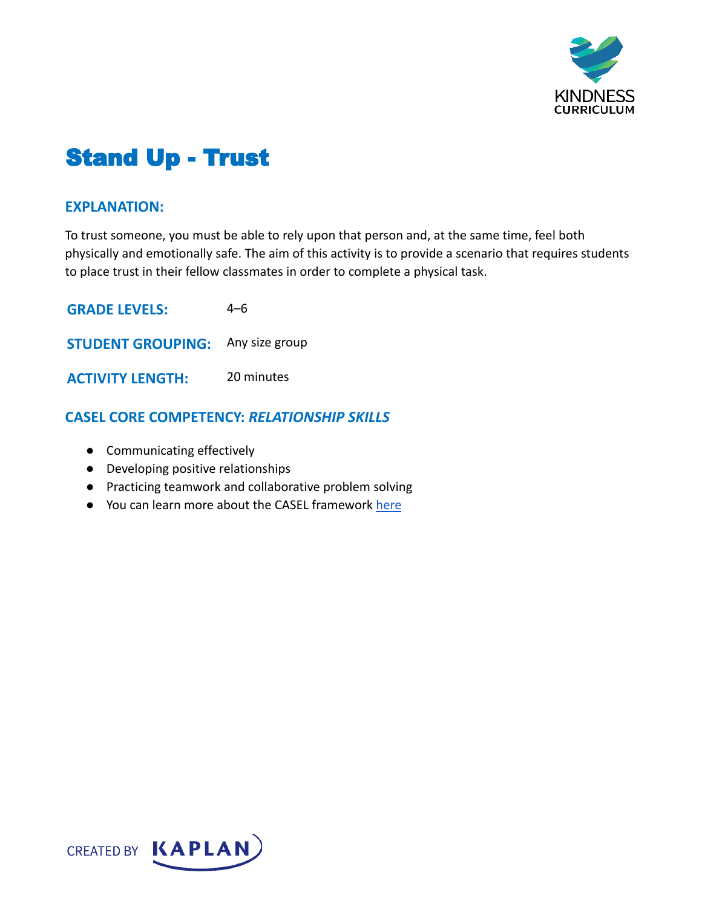# Stand Up - Trust

## EXPLANATION:

To trust someone, you must be able to rely upon that person and, at the same time, feel both physically and emotionally safe. The aim of this activity is to provide a scenario that requires students to place trust in their fellow classmates in order to complete a physical task.

**GRADE LEVELS:** 4–6

**STUDENT GROUPING:** Any size group

**ACTIVITY LENGTH:** 20 minutes

## CASEL CORE COMPETENCY: *RELATIONSHIP SKILLS*

- Communicating effectively
- Developing positive relationships
- Practicing teamwork and collaborative problem solving
- You can learn more about the CASEL framework here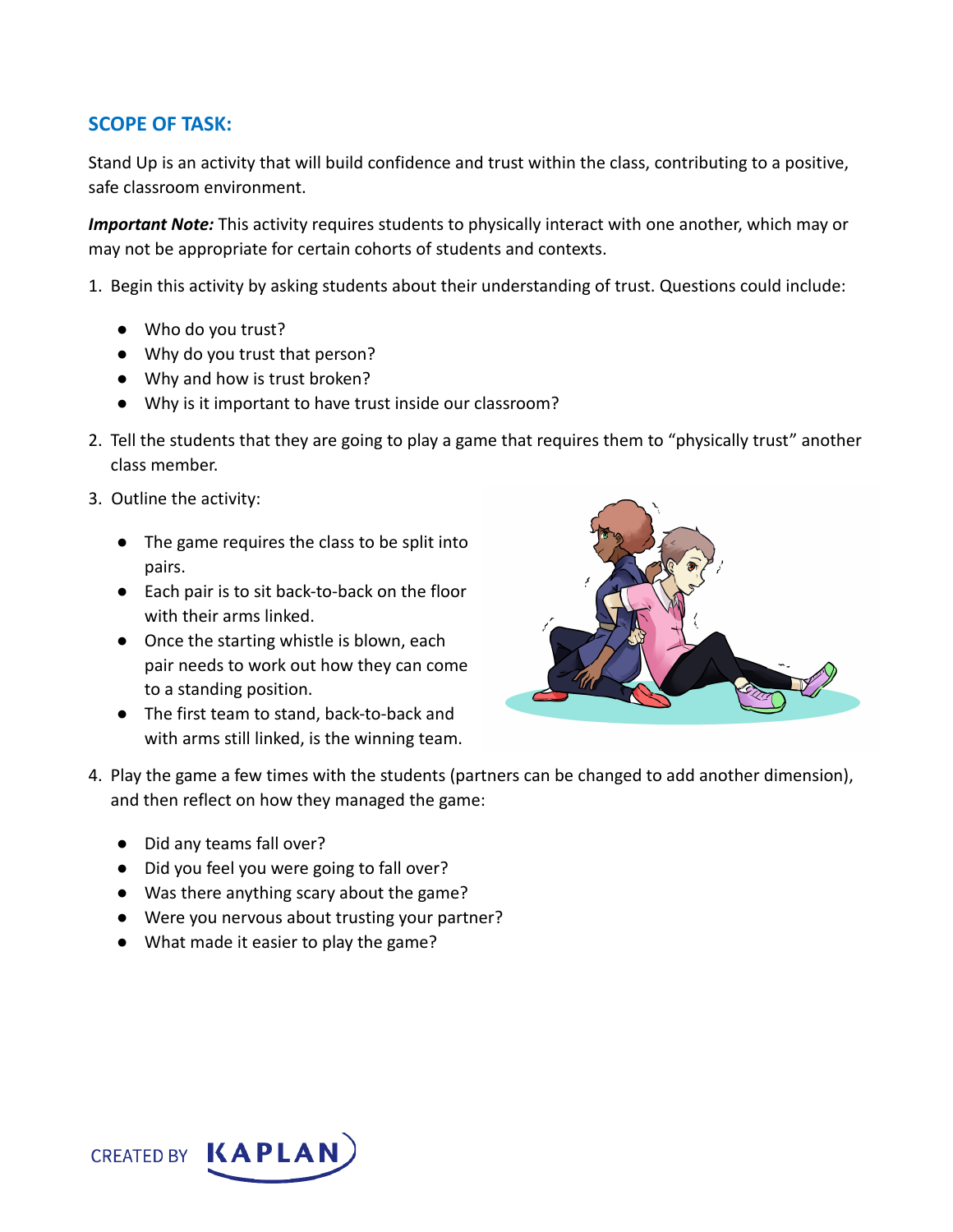## SCOPE OF TASK:

Stand Up is an activity that will build confidence and trust within the class, contributing to a positive, safe classroom environment.

***Important Note:*** This activity requires students to physically interact with one another, which may or may not be appropriate for certain cohorts of students and contexts.

1. Begin this activity by asking students about their understanding of trust. Questions could include:
   - Who do you trust?
   - Why do you trust that person?
   - Why and how is trust broken?
   - Why is it important to have trust inside our classroom?
2. Tell the students that they are going to play a game that requires them to "physically trust" another class member.
3. Outline the activity:
   - The game requires the class to be split into pairs.
   - Each pair is to sit back-to-back on the floor with their arms linked.
   - Once the starting whistle is blown, each pair needs to work out how they can come to a standing position.
   - The first team to stand, back-to-back and with arms still linked, is the winning team.
4. Play the game a few times with the students (partners can be changed to add another dimension), and then reflect on how they managed the game:
   - Did any teams fall over?
   - Did you feel you were going to fall over?
   - Was there anything scary about the game?
   - Were you nervous about trusting your partner?
   - What made it easier to play the game?

CREATED BY KAPLAN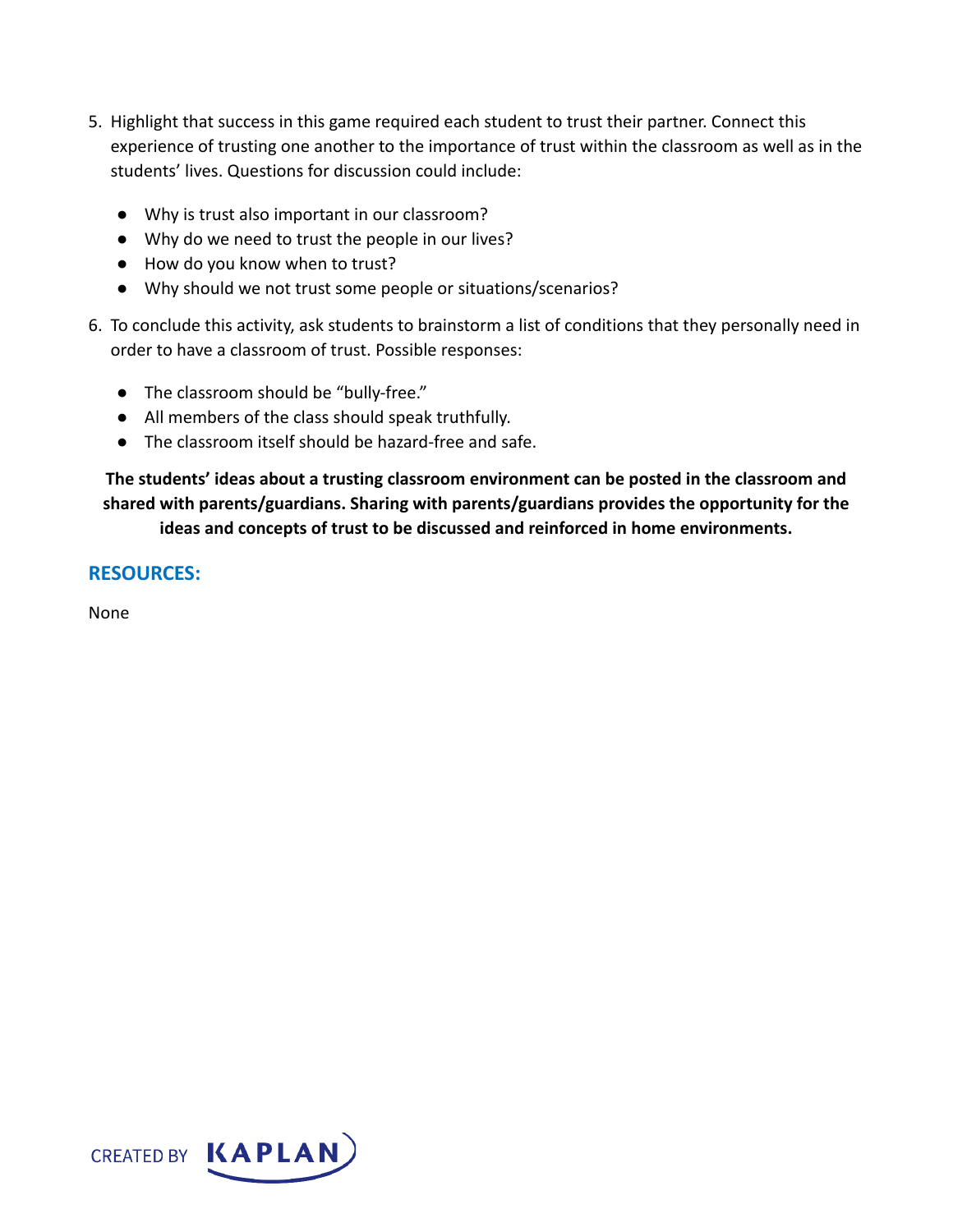5. Highlight that success in this game required each student to trust their partner. Connect this experience of trusting one another to the importance of trust within the classroom as well as in the students' lives. Questions for discussion could include:

    - Why is trust also important in our classroom?
    - Why do we need to trust the people in our lives?
    - How do you know when to trust?
    - Why should we not trust some people or situations/scenarios?

6. To conclude this activity, ask students to brainstorm a list of conditions that they personally need in order to have a classroom of trust. Possible responses:

    - The classroom should be "bully-free."
    - All members of the class should speak truthfully.
    - The classroom itself should be hazard-free and safe.

**The students' ideas about a trusting classroom environment can be posted in the classroom and shared with parents/guardians. Sharing with parents/guardians provides the opportunity for the ideas and concepts of trust to be discussed and reinforced in home environments.**

## RESOURCES:

None

CREATED BY KAPLAN